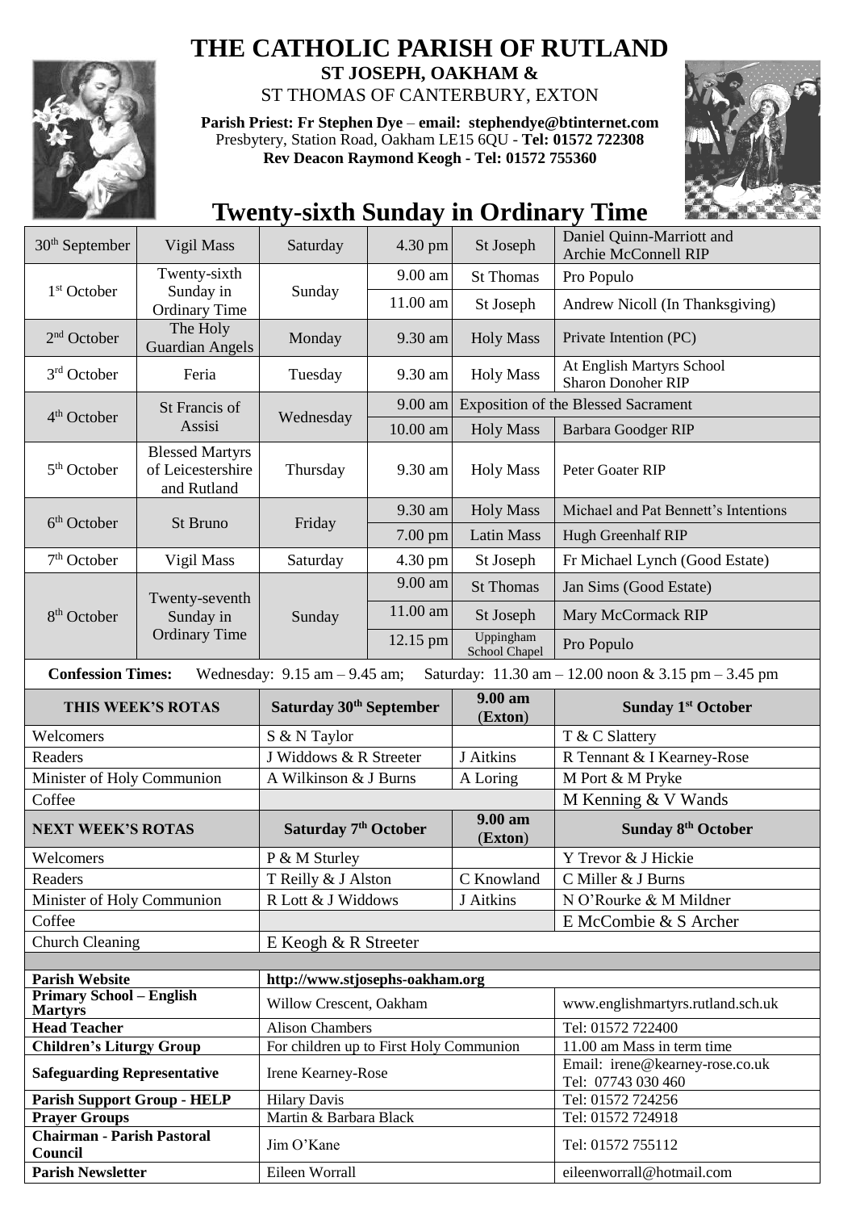# THE CATHOLIC PARISH OF RUTLAND

## ST JOSEPH, OAKHAM &

ST THOMAS OF CANTERBURY, EXTON

**Parish Priest: Fr Stephen Dye** – **email: stephendye@btinternet.com**
Presbytery, Station Road, Oakham LE15 6QU - **Tel: 01572 722308**
**Rev Deacon Raymond Keogh - Tel: 01572 755360**

# Twenty-sixth Sunday in Ordinary Time

| | | | | | |
|---|---|---|---|---|---|
| 30th September | Vigil Mass | Saturday | 4.30 pm | St Joseph | Daniel Quinn-Marriott and Archie McConnell RIP |
| 1st October | Twenty-sixth Sunday in Ordinary Time | Sunday | 9.00 am | St Thomas | Pro Populo |
| | | | 11.00 am | St Joseph | Andrew Nicoll (In Thanksgiving) |
| 2nd October | The Holy Guardian Angels | Monday | 9.30 am | Holy Mass | Private Intention (PC) |
| 3rd October | Feria | Tuesday | 9.30 am | Holy Mass | At English Martyrs School Sharon Donoher RIP |
| 4th October | St Francis of Assisi | Wednesday | 9.00 am | Exposition of the Blessed Sacrament | |
| | | | 10.00 am | Holy Mass | Barbara Goodger RIP |
| 5th October | Blessed Martyrs of Leicestershire and Rutland | Thursday | 9.30 am | Holy Mass | Peter Goater RIP |
| 6th October | St Bruno | Friday | 9.30 am | Holy Mass | Michael and Pat Bennett's Intentions |
| | | | 7.00 pm | Latin Mass | Hugh Greenhalf RIP |
| 7th October | Vigil Mass | Saturday | 4.30 pm | St Joseph | Fr Michael Lynch (Good Estate) |
| 8th October | Twenty-seventh Sunday in Ordinary Time | Sunday | 9.00 am | St Thomas | Jan Sims (Good Estate) |
| | | | 11.00 am | St Joseph | Mary McCormack RIP |
| | | | 12.15 pm | Uppingham School Chapel | Pro Populo |

**Confession Times:** Wednesday: 9.15 am – 9.45 am; Saturday: 11.30 am – 12.00 noon & 3.15 pm – 3.45 pm

| THIS WEEK'S ROTAS | Saturday 30th September | 9.00 am (Exton) | Sunday 1st October |
|---|---|---|---|
| Welcomers | S & N Taylor | | T & C Slattery |
| Readers | J Widdows & R Streeter | J Aitkins | R Tennant & I Kearney-Rose |
| Minister of Holy Communion | A Wilkinson & J Burns | A Loring | M Port & M Pryke |
| Coffee | | | M Kenning & V Wands |
| **NEXT WEEK'S ROTAS** | **Saturday 7th October** | **9.00 am (Exton)** | **Sunday 8th October** |
| Welcomers | P & M Sturley | | Y Trevor & J Hickie |
| Readers | T Reilly & J Alston | C Knowland | C Miller & J Burns |
| Minister of Holy Communion | R Lott & J Widdows | J Aitkins | N O'Rourke & M Mildner |
| Coffee | | | E McCombie & S Archer |
| Church Cleaning | E Keogh & R Streeter | | |

| | | |
|---|---|---|
| **Parish Website** | http://www.stjosephs-oakham.org | |
| **Primary School – English Martyrs** | Willow Crescent, Oakham | www.englishmartyrs.rutland.sch.uk |
| **Head Teacher** | Alison Chambers | Tel: 01572 722400 |
| **Children's Liturgy Group** | For children up to First Holy Communion | 11.00 am Mass in term time |
| **Safeguarding Representative** | Irene Kearney-Rose | Email: irene@kearney-rose.co.uk Tel: 07743 030 460 |
| **Parish Support Group - HELP** | Hilary Davis | Tel: 01572 724256 |
| **Prayer Groups** | Martin & Barbara Black | Tel: 01572 724918 |
| **Chairman - Parish Pastoral Council** | Jim O'Kane | Tel: 01572 755112 |
| **Parish Newsletter** | Eileen Worrall | eileenworrall@hotmail.com |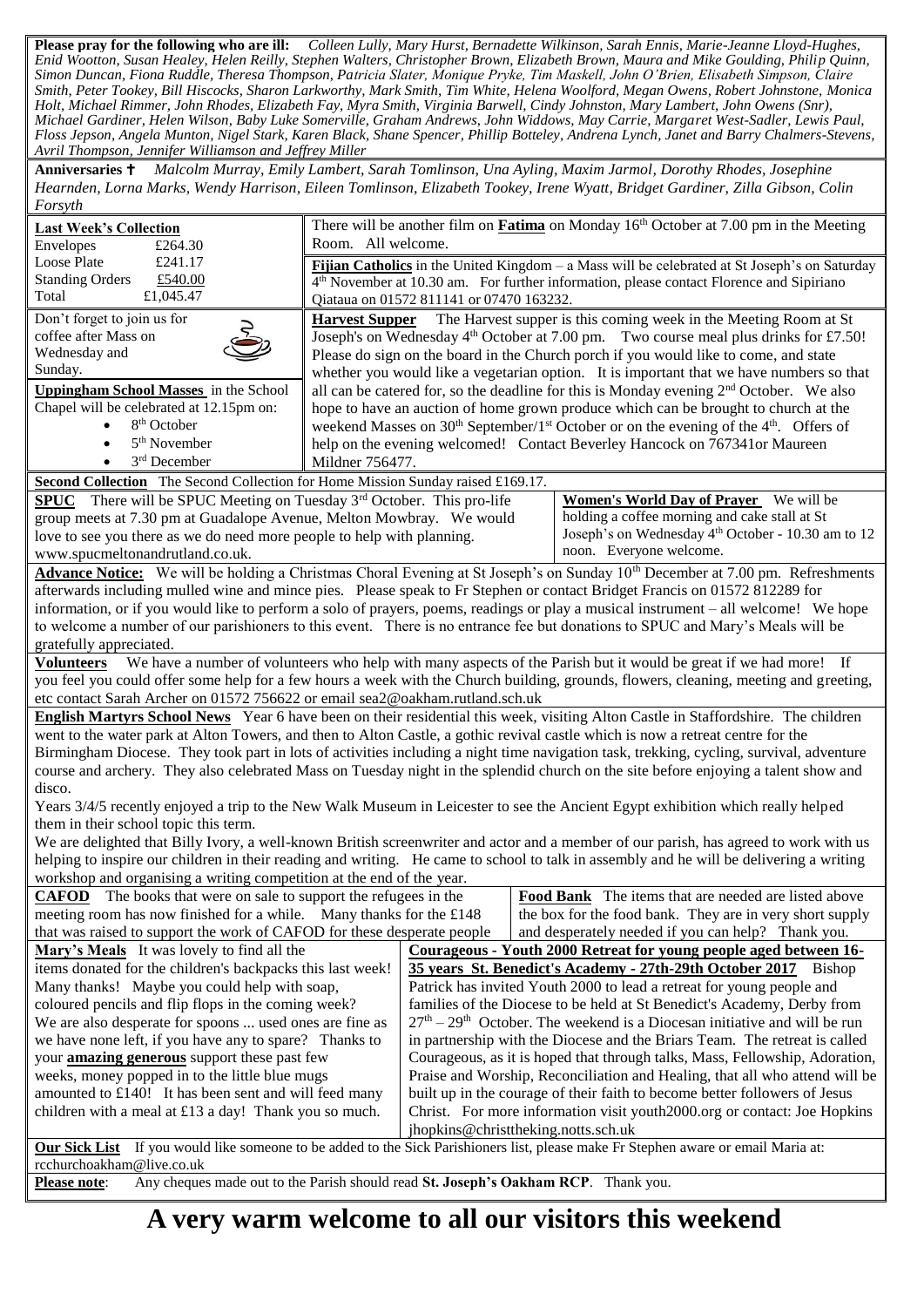**Please pray for the following who are ill:** *Colleen Lully, Mary Hurst, Bernadette Wilkinson, Sarah Ennis, Marie-Jeanne Lloyd-Hughes, Enid Wootton, Susan Healey, Helen Reilly, Stephen Walters, Christopher Brown, Elizabeth Brown, Maura and Mike Goulding, Philip Quinn, Simon Duncan, Fiona Ruddle, Theresa Thompson, Patricia Slater, Monique Pryke, Tim Maskell, John O'Brien, Elisabeth Simpson, Claire Smith, Peter Tookey, Bill Hiscocks, Sharon Larkworthy, Mark Smith, Tim White, Helena Woolford, Megan Owens, Robert Johnstone, Monica Holt, Michael Rimmer, John Rhodes, Elizabeth Fay, Myra Smith, Virginia Barwell, Cindy Johnston, Mary Lambert, John Owens (Snr), Michael Gardiner, Helen Wilson, Baby Luke Somerville, Graham Andrews, John Widdows, May Carrie, Margaret West-Sadler, Lewis Paul, Floss Jepson, Angela Munton, Nigel Stark, Karen Black, Shane Spencer, Phillip Botteley, Andrena Lynch, Janet and Barry Chalmers-Stevens, Avril Thompson, Jennifer Williamson and Jeffrey Miller*

**Anniversaries ✝** *Malcolm Murray, Emily Lambert, Sarah Tomlinson, Una Ayling, Maxim Jarmol, Dorothy Rhodes, Josephine Hearnden, Lorna Marks, Wendy Harrison, Eileen Tomlinson, Elizabeth Tookey, Irene Wyatt, Bridget Gardiner, Zilla Gibson, Colin Forsyth*

**Last Week's Collection**

| | |
|---|---|
| Envelopes | £264.30 |
| Loose Plate | £241.17 |
| Standing Orders | £540.00 |
| Total | £1,045.47 |

There will be another film on **Fatima** on Monday 16th October at 7.00 pm in the Meeting Room. All welcome.

**Fijian Catholics** in the United Kingdom – a Mass will be celebrated at St Joseph's on Saturday 4th November at 10.30 am. For further information, please contact Florence and Sipiriano Qiataua on 01572 811141 or 07470 163232.

Don't forget to join us for coffee after Mass on Wednesday and Sunday.

**Uppingham School Masses** in the School Chapel will be celebrated at 12.15pm on:

- 8th October
- 5th November
- 3rd December

**Harvest Supper** The Harvest supper is this coming week in the Meeting Room at St Joseph's on Wednesday 4th October at 7.00 pm. Two course meal plus drinks for £7.50! Please do sign on the board in the Church porch if you would like to come, and state whether you would like a vegetarian option. It is important that we have numbers so that all can be catered for, so the deadline for this is Monday evening 2nd October. We also hope to have an auction of home grown produce which can be brought to church at the weekend Masses on 30th September/1st October or on the evening of the 4th. Offers of help on the evening welcomed! Contact Beverley Hancock on 767341or Maureen Mildner 756477.

**Second Collection** The Second Collection for Home Mission Sunday raised £169.17.

**SPUC** There will be SPUC Meeting on Tuesday 3rd October. This pro-life group meets at 7.30 pm at Guadalope Avenue, Melton Mowbray. We would love to see you there as we do need more people to help with planning. www.spucmeltonandrutland.co.uk.

**Women's World Day of Prayer** We will be holding a coffee morning and cake stall at St Joseph's on Wednesday 4th October - 10.30 am to 12 noon. Everyone welcome.

**Advance Notice:** We will be holding a Christmas Choral Evening at St Joseph's on Sunday 10th December at 7.00 pm. Refreshments afterwards including mulled wine and mince pies. Please speak to Fr Stephen or contact Bridget Francis on 01572 812289 for information, or if you would like to perform a solo of prayers, poems, readings or play a musical instrument – all welcome! We hope to welcome a number of our parishioners to this event. There is no entrance fee but donations to SPUC and Mary's Meals will be gratefully appreciated.

**Volunteers** We have a number of volunteers who help with many aspects of the Parish but it would be great if we had more! If you feel you could offer some help for a few hours a week with the Church building, grounds, flowers, cleaning, meeting and greeting, etc contact Sarah Archer on 01572 756622 or email sea2@oakham.rutland.sch.uk

**English Martyrs School News** Year 6 have been on their residential this week, visiting Alton Castle in Staffordshire. The children went to the water park at Alton Towers, and then to Alton Castle, a gothic revival castle which is now a retreat centre for the Birmingham Diocese. They took part in lots of activities including a night time navigation task, trekking, cycling, survival, adventure course and archery. They also celebrated Mass on Tuesday night in the splendid church on the site before enjoying a talent show and disco.

Years 3/4/5 recently enjoyed a trip to the New Walk Museum in Leicester to see the Ancient Egypt exhibition which really helped them in their school topic this term.

We are delighted that Billy Ivory, a well-known British screenwriter and actor and a member of our parish, has agreed to work with us helping to inspire our children in their reading and writing. He came to school to talk in assembly and he will be delivering a writing workshop and organising a writing competition at the end of the year.

**CAFOD** The books that were on sale to support the refugees in the meeting room has now finished for a while. Many thanks for the £148 that was raised to support the work of CAFOD for these desperate people

**Food Bank** The items that are needed are listed above the box for the food bank. They are in very short supply and desperately needed if you can help? Thank you.

**Mary's Meals** It was lovely to find all the items donated for the children's backpacks this last week! Many thanks! Maybe you could help with soap, coloured pencils and flip flops in the coming week? We are also desperate for spoons ... used ones are fine as we have none left, if you have any to spare? Thanks to your **amazing generous** support these past few weeks, money popped in to the little blue mugs amounted to £140! It has been sent and will feed many children with a meal at £13 a day! Thank you so much.

**Courageous - Youth 2000 Retreat for young people aged between 16-35 years St. Benedict's Academy - 27th-29th October 2017** Bishop Patrick has invited Youth 2000 to lead a retreat for young people and families of the Diocese to be held at St Benedict's Academy, Derby from 27th – 29th October. The weekend is a Diocesan initiative and will be run in partnership with the Diocese and the Briars Team. The retreat is called Courageous, as it is hoped that through talks, Mass, Fellowship, Adoration, Praise and Worship, Reconciliation and Healing, that all who attend will be built up in the courage of their faith to become better followers of Jesus Christ. For more information visit youth2000.org or contact: Joe Hopkins jhopkins@christtheking.notts.sch.uk

**Our Sick List** If you would like someone to be added to the Sick Parishioners list, please make Fr Stephen aware or email Maria at: rcchurchoakham@live.co.uk

**Please note**: Any cheques made out to the Parish should read **St. Joseph's Oakham RCP**. Thank you.

# A very warm welcome to all our visitors this weekend